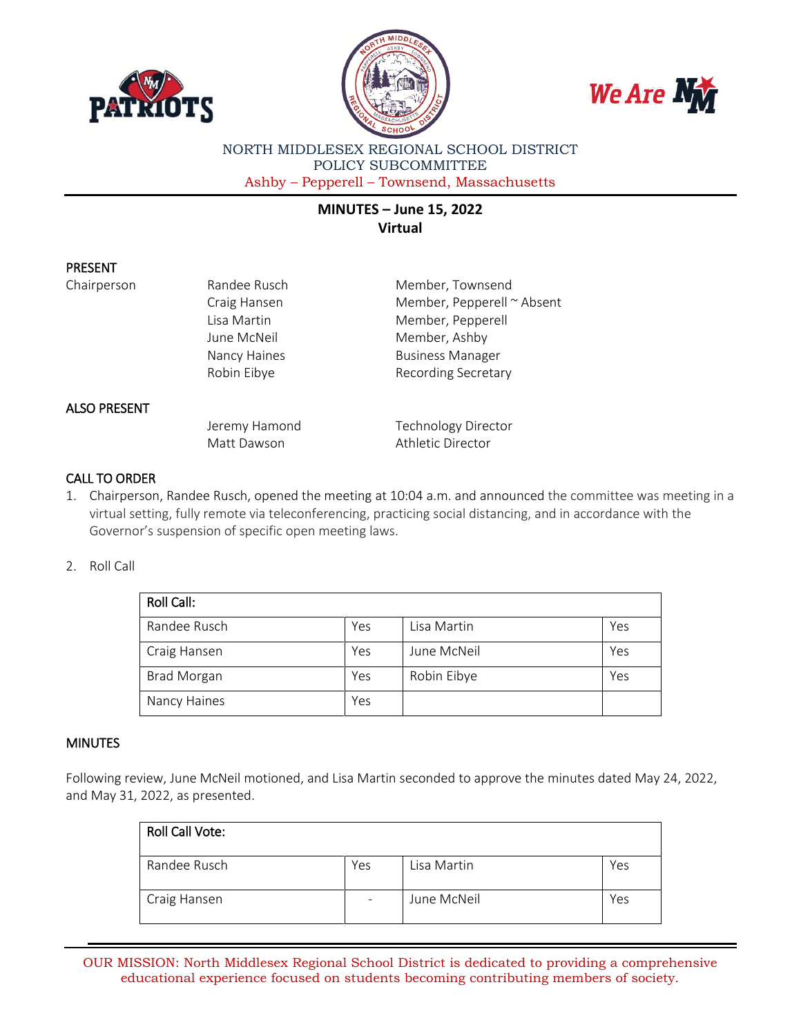NORTH MIDDLESEX REGIONAL SCHOOL DISTRICT
POLICY SUBCOMMITTEE
Ashby – Pepperell – Townsend, Massachusetts

# MINUTES – June 15, 2022
## Virtual

## PRESENT

| | | |
|---|---|---|
| Chairperson | Randee Rusch | Member, Townsend |
| | Craig Hansen | Member, Pepperell ~ Absent |
| | Lisa Martin | Member, Pepperell |
| | June McNeil | Member, Ashby |
| | Nancy Haines | Business Manager |
| | Robin Eibye | Recording Secretary |

## ALSO PRESENT

| | |
|---|---|
| Jeremy Hamond | Technology Director |
| Matt Dawson | Athletic Director |

## CALL TO ORDER

1. Chairperson, Randee Rusch, opened the meeting at 10:04 a.m. and announced the committee was meeting in a virtual setting, fully remote via teleconferencing, practicing social distancing, and in accordance with the Governor's suspension of specific open meeting laws.

2. Roll Call

| Roll Call: | | | |
|---|---|---|---|
| Randee Rusch | Yes | Lisa Martin | Yes |
| Craig Hansen | Yes | June McNeil | Yes |
| Brad Morgan | Yes | Robin Eibye | Yes |
| Nancy Haines | Yes | | |

## MINUTES

Following review, June McNeil motioned, and Lisa Martin seconded to approve the minutes dated May 24, 2022, and May 31, 2022, as presented.

| Roll Call Vote: | | | |
|---|---|---|---|
| Randee Rusch | Yes | Lisa Martin | Yes |
| Craig Hansen | - | June McNeil | Yes |

OUR MISSION: North Middlesex Regional School District is dedicated to providing a comprehensive educational experience focused on students becoming contributing members of society.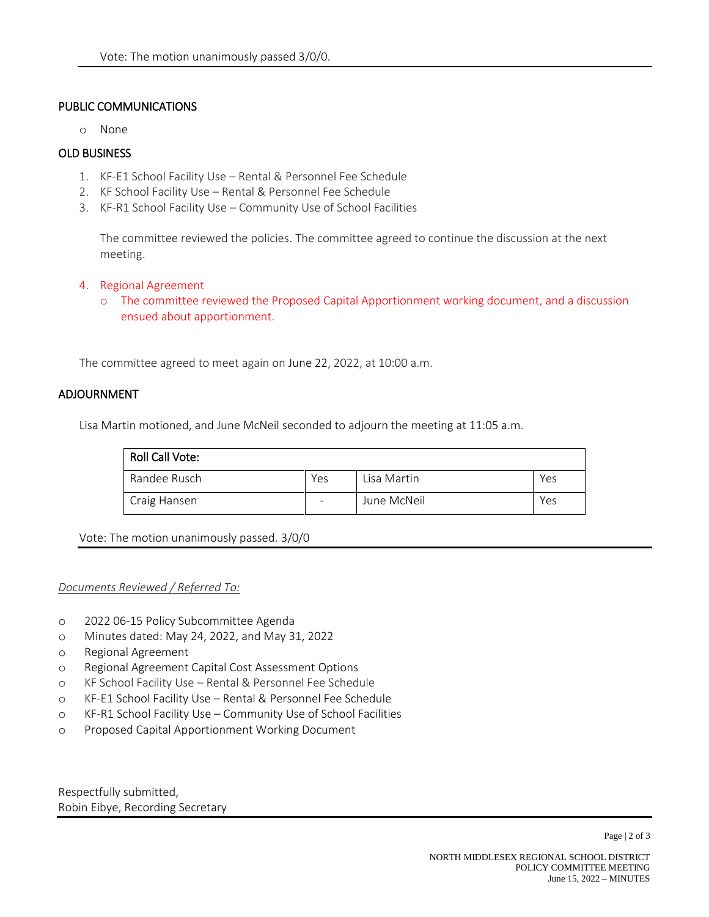Vote: The motion unanimously passed 3/0/0.

## PUBLIC COMMUNICATIONS

- None

## OLD BUSINESS

1. KF-E1 School Facility Use – Rental & Personnel Fee Schedule
2. KF School Facility Use – Rental & Personnel Fee Schedule
3. KF-R1 School Facility Use – Community Use of School Facilities

   The committee reviewed the policies. The committee agreed to continue the discussion at the next meeting.

4. Regional Agreement
   - The committee reviewed the Proposed Capital Apportionment working document, and a discussion ensued about apportionment.

The committee agreed to meet again on June 22, 2022, at 10:00 a.m.

## ADJOURNMENT

Lisa Martin motioned, and June McNeil seconded to adjourn the meeting at 11:05 a.m.

| Roll Call Vote: | | | |
|---|---|---|---|
| Randee Rusch | Yes | Lisa Martin | Yes |
| Craig Hansen | - | June McNeil | Yes |

Vote: The motion unanimously passed. 3/0/0

*Documents Reviewed / Referred To:*

- 2022 06-15 Policy Subcommittee Agenda
- Minutes dated: May 24, 2022, and May 31, 2022
- Regional Agreement
- Regional Agreement Capital Cost Assessment Options
- KF School Facility Use – Rental & Personnel Fee Schedule
- KF-E1 School Facility Use – Rental & Personnel Fee Schedule
- KF-R1 School Facility Use – Community Use of School Facilities
- Proposed Capital Apportionment Working Document

Respectfully submitted,
Robin Eibye, Recording Secretary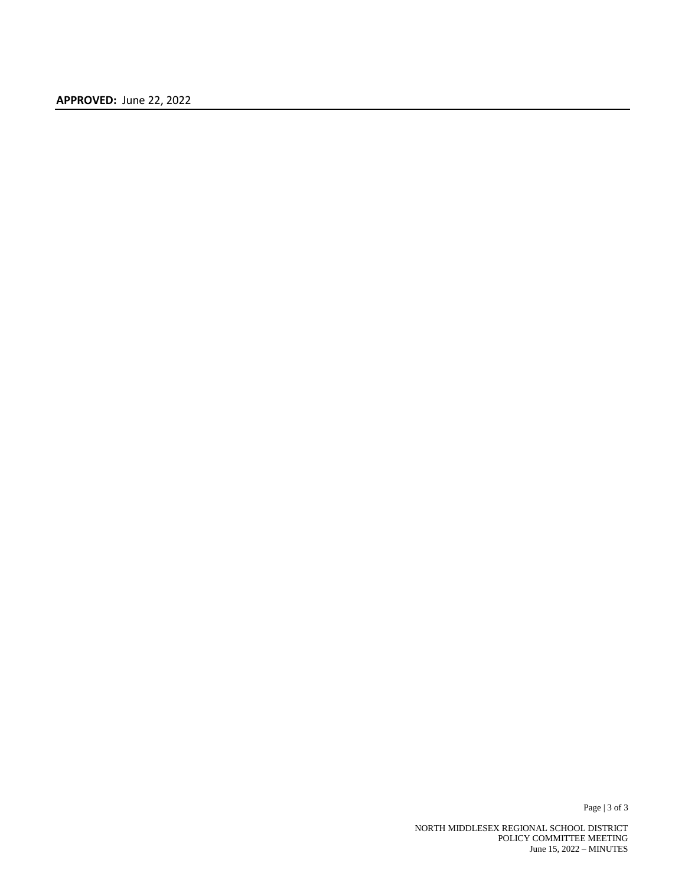**APPROVED:** June 22, 2022